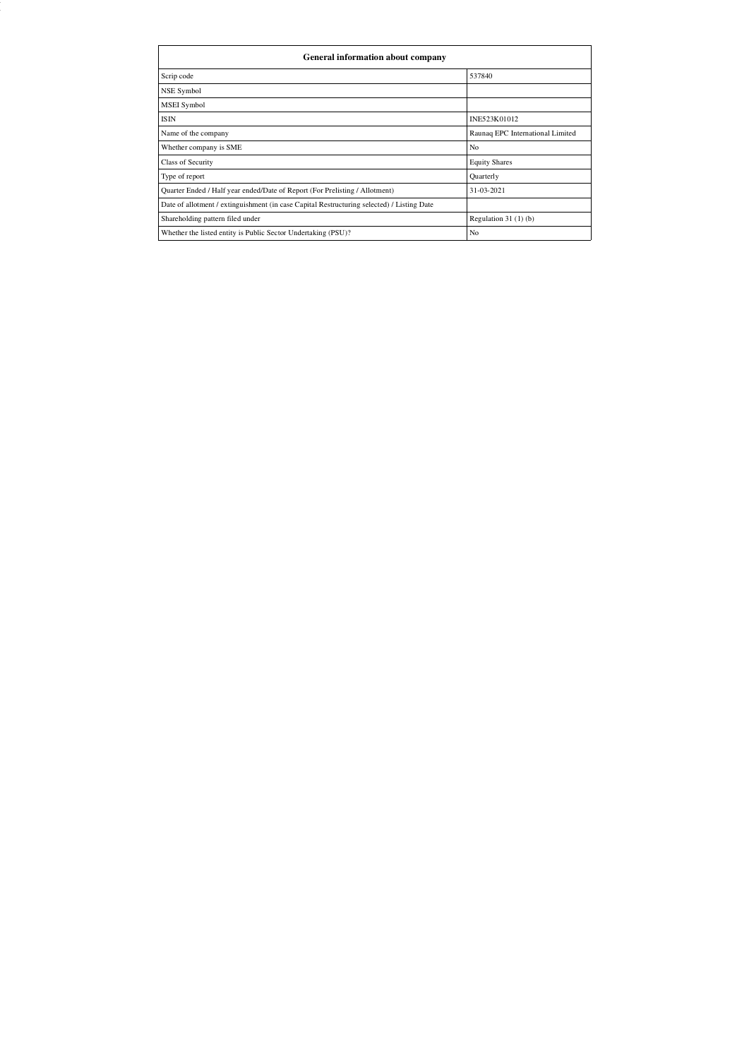| General information about company | |
|---|---|
| Scrip code | 537840 |
| NSE Symbol | |
| MSEI Symbol | |
| ISIN | INE523K01012 |
| Name of the company | Raunaq EPC International Limited |
| Whether company is SME | No |
| Class of Security | Equity Shares |
| Type of report | Quarterly |
| Quarter Ended / Half year ended/Date of Report (For Prelisting / Allotment) | 31-03-2021 |
| Date of allotment / extinguishment (in case Capital Restructuring selected) / Listing Date | |
| Shareholding pattern filed under | Regulation 31 (1) (b) |
| Whether the listed entity is Public Sector Undertaking (PSU)? | No |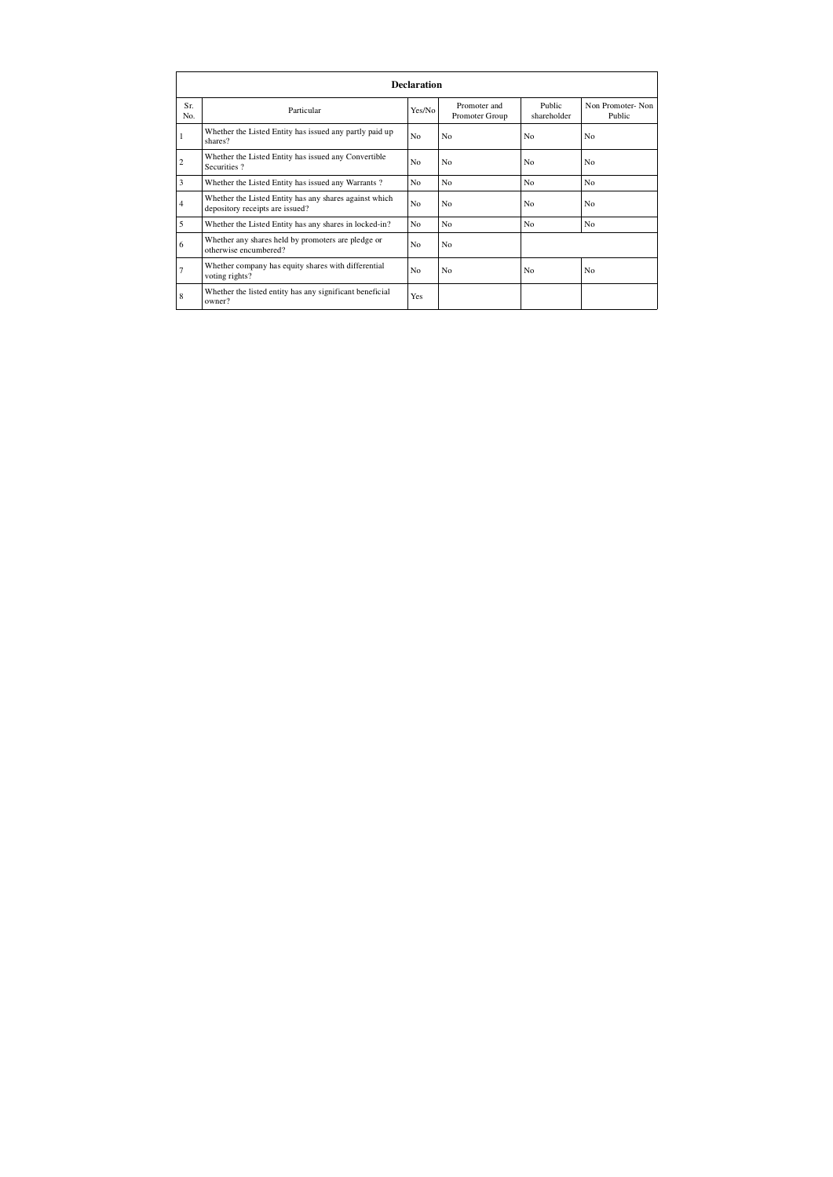| Declaration | | | | | |
|---|---|---|---|---|---|
| Sr. No. | Particular | Yes/No | Promoter and Promoter Group | Public shareholder | Non Promoter- Non Public |
| 1 | Whether the Listed Entity has issued any partly paid up shares? | No | No | No | No |
| 2 | Whether the Listed Entity has issued any Convertible Securities ? | No | No | No | No |
| 3 | Whether the Listed Entity has issued any Warrants ? | No | No | No | No |
| 4 | Whether the Listed Entity has any shares against which depository receipts are issued? | No | No | No | No |
| 5 | Whether the Listed Entity has any shares in locked-in? | No | No | No | No |
| 6 | Whether any shares held by promoters are pledge or otherwise encumbered? | No | No | | |
| 7 | Whether company has equity shares with differential voting rights? | No | No | No | No |
| 8 | Whether the listed entity has any significant beneficial owner? | Yes | | | |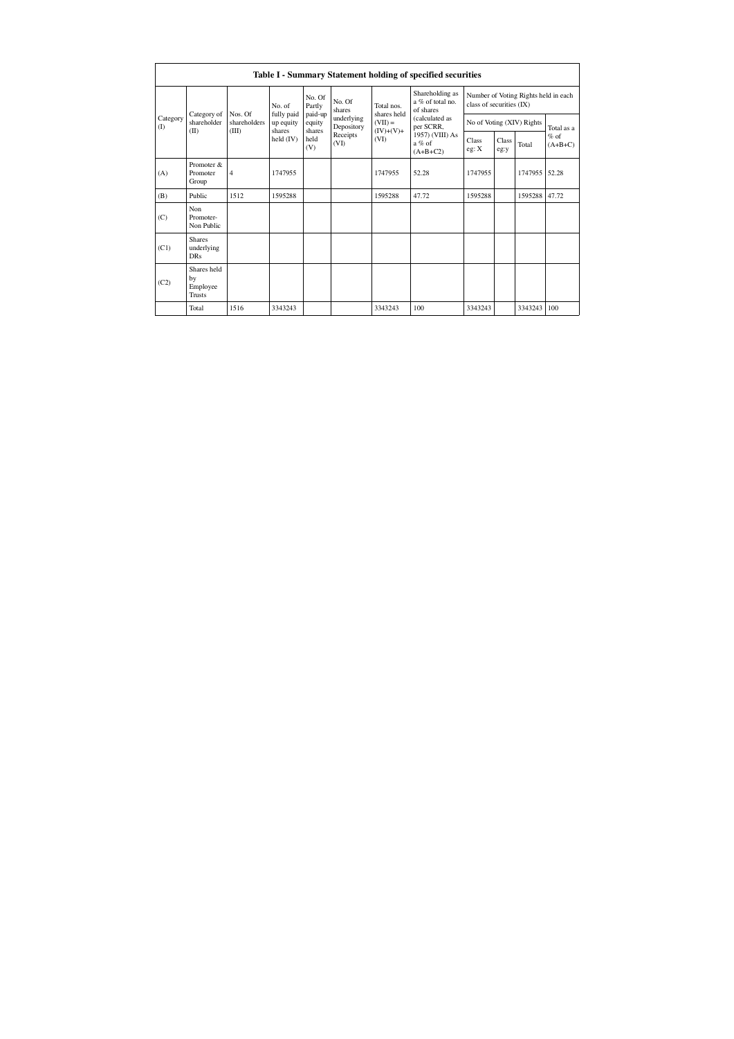**Table I - Summary Statement holding of specified securities**

| Category (I) | Category of shareholder (II) | Nos. Of shareholders (III) | No. of fully paid up equity shares held (IV) | No. Of Partly paid-up equity shares held (V) | No. Of shares underlying Depository Receipts (VI) | Total nos. shares held (VII) = (IV)+(V)+ (VI) | Shareholding as a % of total no. of shares (calculated as per SCRR, 1957) (VIII) As a % of (A+B+C2) | Number of Voting Rights held in each class of securities (IX) | | | |
|---|---|---|---|---|---|---|---|---|---|---|---|
| | | | | | | | | No of Voting (XIV) Rights | | | Total as a % of (A+B+C) |
| | | | | | | | | Class eg: X | Class eg:y | Total | |
| (A) | Promoter & Promoter Group | 4 | 1747955 | | | 1747955 | 52.28 | 1747955 | | 1747955 | 52.28 |
| (B) | Public | 1512 | 1595288 | | | 1595288 | 47.72 | 1595288 | | 1595288 | 47.72 |
| (C) | Non Promoter- Non Public | | | | | | | | | | |
| (C1) | Shares underlying DRs | | | | | | | | | | |
| (C2) | Shares held by Employee Trusts | | | | | | | | | | |
| | Total | 1516 | 3343243 | | | 3343243 | 100 | 3343243 | | 3343243 | 100 |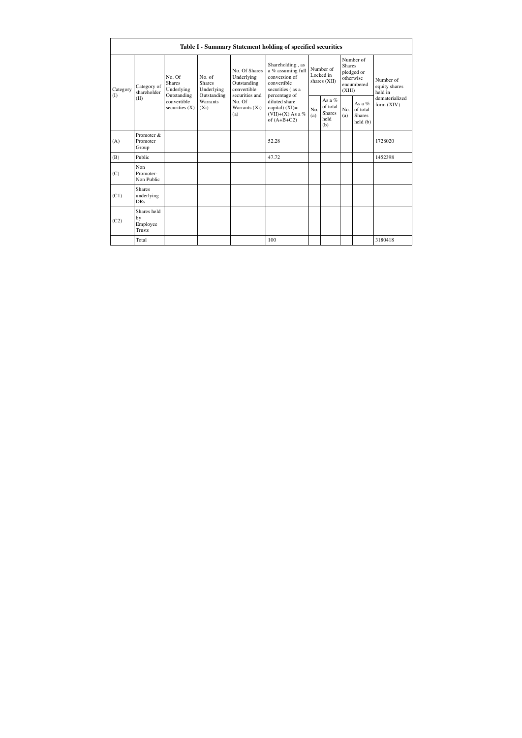| Table I - Summary Statement holding of specified securities | | | | | | | | | | |
|---|---|---|---|---|---|---|---|---|---|---|
| Category (I) | Category of shareholder (II) | No. Of Shares Underlying Outstanding convertible securities (X) | No. of Shares Underlying Outstanding Warrants (Xi) | No. Of Shares Underlying Outstanding convertible securities and No. Of Warrants (Xi) (a) | Shareholding , as a % assuming full conversion of convertible securities ( as a percentage of diluted share capital) (XI)= (VII)+(X) As a % of (A+B+C2) | Number of Locked in shares (XII) | | Number of Shares pledged or otherwise encumbered (XIII) | | Number of equity shares held in dematerialized form (XIV) |
| | | | | | | No. (a) | As a % of total Shares held (b) | No. (a) | As a % of total Shares held (b) | |
| (A) | Promoter & Promoter Group | | | | 52.28 | | | | | 1728020 |
| (B) | Public | | | | 47.72 | | | | | 1452398 |
| (C) | Non Promoter- Non Public | | | | | | | | | |
| (C1) | Shares underlying DRs | | | | | | | | | |
| (C2) | Shares held by Employee Trusts | | | | | | | | | |
| | Total | | | | 100 | | | | | 3180418 |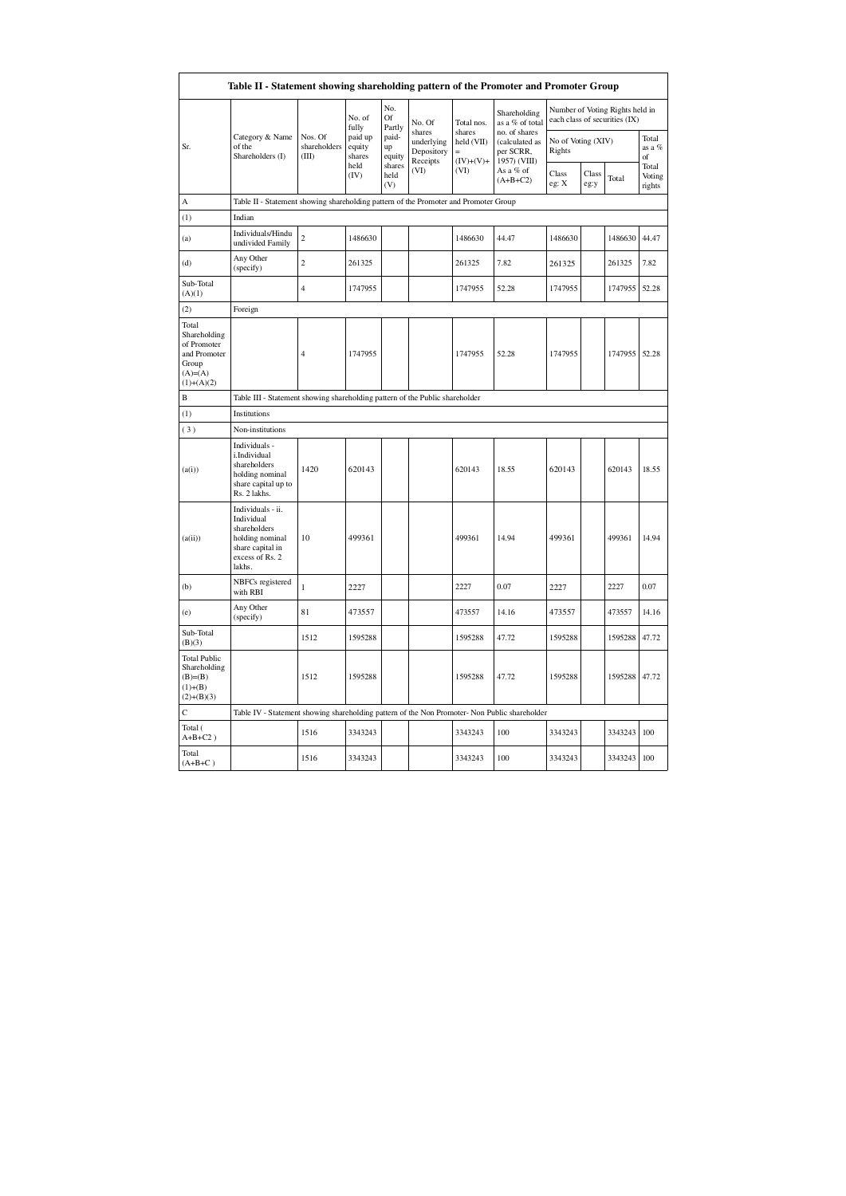# Table II - Statement showing shareholding pattern of the Promoter and Promoter Group

| Sr. | Category & Name of the Shareholders (I) | Nos. Of shareholders (III) | No. of fully paid up equity shares held (IV) | No. Of Partly paid-up equity shares held (V) | No. Of shares underlying Depository Receipts (VI) | Total nos. shares held (VII) = (IV)+(V)+ (VI) | Shareholding as a % of total no. of shares (calculated as per SCRR, 1957) (VIII) As a % of (A+B+C2) | Number of Voting Rights held in each class of securities (IX) | | | |
|---|---|---|---|---|---|---|---|---|---|---|---|
| | | | | | | | | No of Voting (XIV) Rights | | | Total as a % of Total Voting rights |
| | | | | | | | | Class eg: X | Class eg:y | Total | |
| A | Table II - Statement showing shareholding pattern of the Promoter and Promoter Group | | | | | | | | | | |
| (1) | Indian | | | | | | | | | | |
| (a) | Individuals/Hindu undivided Family | 2 | 1486630 | | | 1486630 | 44.47 | 1486630 | | 1486630 | 44.47 |
| (d) | Any Other (specify) | 2 | 261325 | | | 261325 | 7.82 | 261325 | | 261325 | 7.82 |
| Sub-Total (A)(1) | | 4 | 1747955 | | | 1747955 | 52.28 | 1747955 | | 1747955 | 52.28 |
| (2) | Foreign | | | | | | | | | | |
| Total Shareholding of Promoter and Promoter Group (A)=(A)(1)+(A)(2) | | 4 | 1747955 | | | 1747955 | 52.28 | 1747955 | | 1747955 | 52.28 |
| B | Table III - Statement showing shareholding pattern of the Public shareholder | | | | | | | | | | |
| (1) | Institutions | | | | | | | | | | |
| (3) | Non-institutions | | | | | | | | | | |
| (a(i)) | Individuals - i.Individual shareholders holding nominal share capital up to Rs. 2 lakhs. | 1420 | 620143 | | | 620143 | 18.55 | 620143 | | 620143 | 18.55 |
| (a(ii)) | Individuals - ii. Individual shareholders holding nominal share capital in excess of Rs. 2 lakhs. | 10 | 499361 | | | 499361 | 14.94 | 499361 | | 499361 | 14.94 |
| (b) | NBFCs registered with RBI | 1 | 2227 | | | 2227 | 0.07 | 2227 | | 2227 | 0.07 |
| (e) | Any Other (specify) | 81 | 473557 | | | 473557 | 14.16 | 473557 | | 473557 | 14.16 |
| Sub-Total (B)(3) | | 1512 | 1595288 | | | 1595288 | 47.72 | 1595288 | | 1595288 | 47.72 |
| Total Public Shareholding (B)=(B)(1)+(B)(2)+(B)(3) | | 1512 | 1595288 | | | 1595288 | 47.72 | 1595288 | | 1595288 | 47.72 |
| C | Table IV - Statement showing shareholding pattern of the Non Promoter- Non Public shareholder | | | | | | | | | | |
| Total ( A+B+C2 ) | | 1516 | 3343243 | | | 3343243 | 100 | 3343243 | | 3343243 | 100 |
| Total (A+B+C ) | | 1516 | 3343243 | | | 3343243 | 100 | 3343243 | | 3343243 | 100 |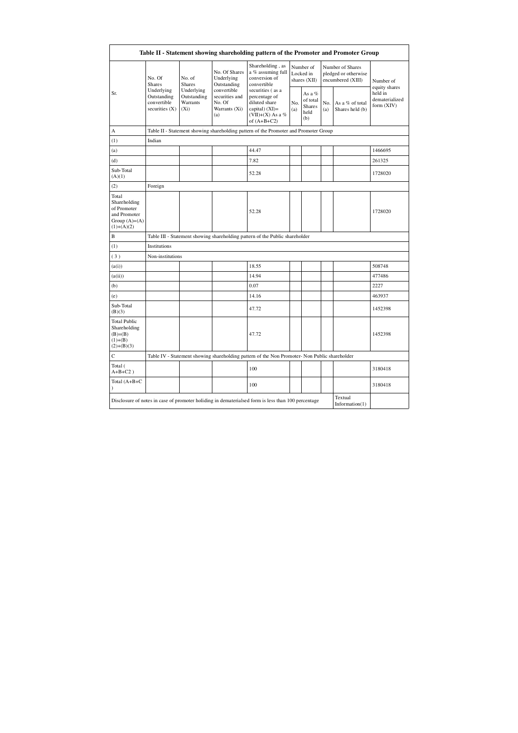| Table II - Statement showing shareholding pattern of the Promoter and Promoter Group | | | | | | | | | |
|---|---|---|---|---|---|---|---|---|---|
| Sr. | No. Of Shares Underlying Outstanding convertible securities (X) | No. of Shares Underlying Outstanding Warrants (Xi) | No. Of Shares Underlying Outstanding convertible securities and No. Of Warrants (Xi) (a) | Shareholding , as a % assuming full conversion of convertible securities ( as a percentage of diluted share capital) (XI)= (VII)+(X) As a % of (A+B+C2) | Number of Locked in shares (XII) | | Number of Shares pledged or otherwise encumbered (XIII) | | Number of equity shares held in dematerialized form (XIV) |
| | | | | | No. (a) | As a % of total Shares held (b) | No. (a) | As a % of total Shares held (b) | |
| A | Table II - Statement showing shareholding pattern of the Promoter and Promoter Group | | | | | | | | |
| (1) | Indian | | | | | | | | |
| (a) | | | | 44.47 | | | | | 1466695 |
| (d) | | | | 7.82 | | | | | 261325 |
| Sub-Total (A)(1) | | | | 52.28 | | | | | 1728020 |
| (2) | Foreign | | | | | | | | |
| Total Shareholding of Promoter and Promoter Group (A)=(A)(1)+(A)(2) | | | | 52.28 | | | | | 1728020 |
| B | Table III - Statement showing shareholding pattern of the Public shareholder | | | | | | | | |
| (1) | Institutions | | | | | | | | |
| ( 3 ) | Non-institutions | | | | | | | | |
| (a(i)) | | | | 18.55 | | | | | 508748 |
| (a(ii)) | | | | 14.94 | | | | | 477486 |
| (b) | | | | 0.07 | | | | | 2227 |
| (e) | | | | 14.16 | | | | | 463937 |
| Sub-Total (B)(3) | | | | 47.72 | | | | | 1452398 |
| Total Public Shareholding (B)=(B)(1)+(B)(2)+(B)(3) | | | | 47.72 | | | | | 1452398 |
| C | Table IV - Statement showing shareholding pattern of the Non Promoter- Non Public shareholder | | | | | | | | |
| Total ( A+B+C2 ) | | | | 100 | | | | | 3180418 |
| Total (A+B+C ) | | | | 100 | | | | | 3180418 |
| Disclosure of notes in case of promoter holiding in dematerialsed form is less than 100 percentage | | | | | | | | Textual Information(1) | |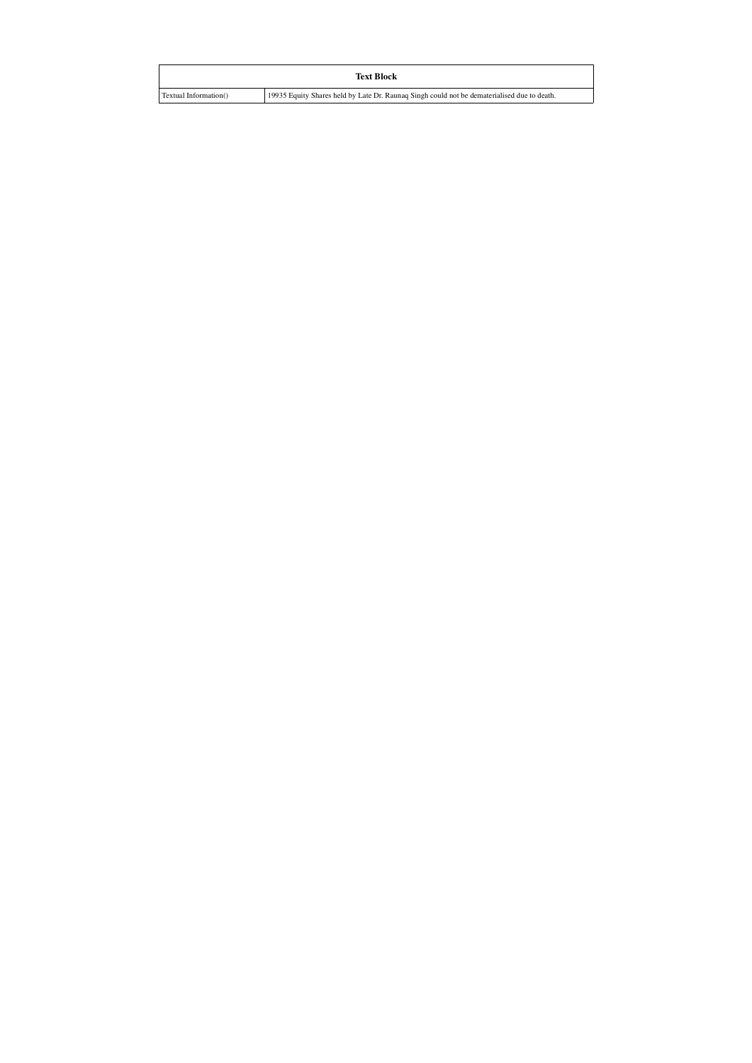| Text Block | |
|---|---|
| Textual Information() | 19935 Equity Shares held by Late Dr. Raunaq Singh could not be dematerialised due to death. |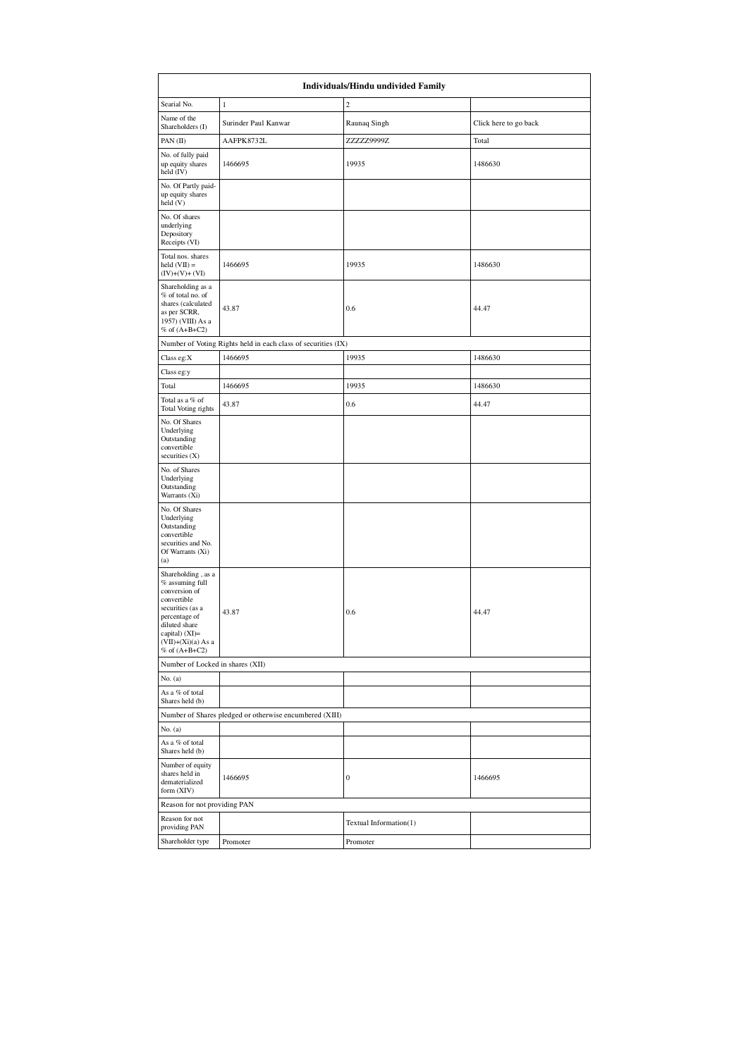| Individuals/Hindu undivided Family | | | |
|---|---|---|---|
| Searial No. | 1 | 2 | |
| Name of the Shareholders (I) | Surinder Paul Kanwar | Raunaq Singh | Click here to go back |
| PAN (II) | AAFPK8732L | ZZZZZ9999Z | Total |
| No. of fully paid up equity shares held (IV) | 1466695 | 19935 | 1486630 |
| No. Of Partly paid-up equity shares held (V) | | | |
| No. Of shares underlying Depository Receipts (VI) | | | |
| Total nos. shares held (VII) = (IV)+(V)+ (VI) | 1466695 | 19935 | 1486630 |
| Shareholding as a % of total no. of shares (calculated as per SCRR, 1957) (VIII) As a % of (A+B+C2) | 43.87 | 0.6 | 44.47 |
| Number of Voting Rights held in each class of securities (IX) | | | |
| Class eg:X | 1466695 | 19935 | 1486630 |
| Class eg:y | | | |
| Total | 1466695 | 19935 | 1486630 |
| Total as a % of Total Voting rights | 43.87 | 0.6 | 44.47 |
| No. Of Shares Underlying Outstanding convertible securities (X) | | | |
| No. of Shares Underlying Outstanding Warrants (Xi) | | | |
| No. Of Shares Underlying Outstanding convertible securities and No. Of Warrants (Xi) (a) | | | |
| Shareholding , as a % assuming full conversion of convertible securities (as a percentage of diluted share capital) (XI)= (VII)+(Xi)(a) As a % of (A+B+C2) | 43.87 | 0.6 | 44.47 |
| Number of Locked in shares (XII) | | | |
| No. (a) | | | |
| As a % of total Shares held (b) | | | |
| Number of Shares pledged or otherwise encumbered (XIII) | | | |
| No. (a) | | | |
| As a % of total Shares held (b) | | | |
| Number of equity shares held in dematerialized form (XIV) | 1466695 | 0 | 1466695 |
| Reason for not providing PAN | | | |
| Reason for not providing PAN | | Textual Information(1) | |
| Shareholder type | Promoter | Promoter | |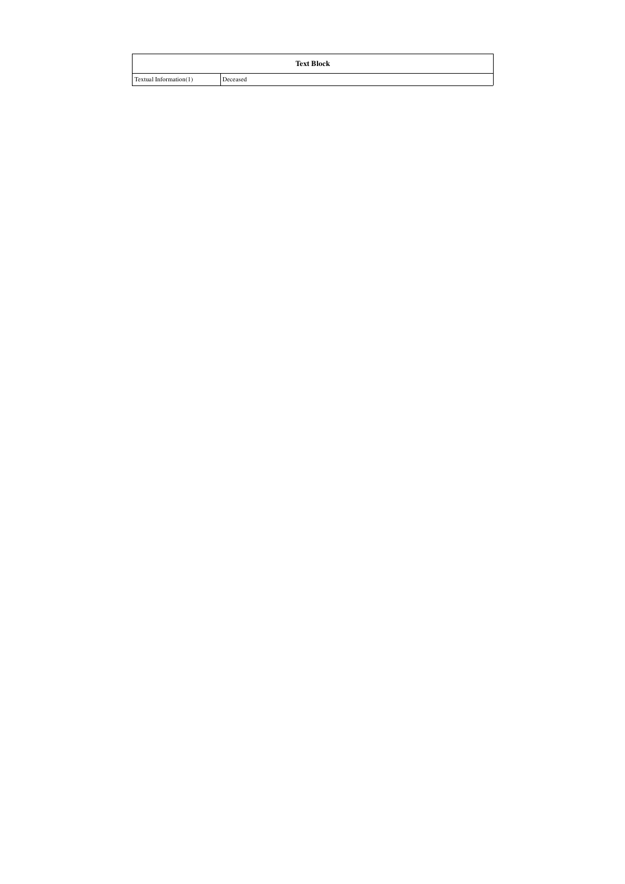| Text Block | |
| --- | --- |
| Textual Information(1) | Deceased |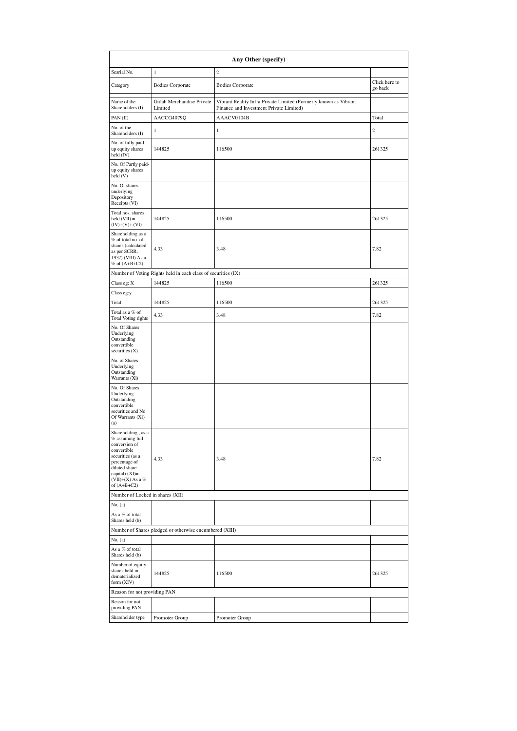| Any Other (specify) | | | |
|---|---|---|---|
| Searial No. | 1 | 2 | |
| Category | Bodies Corporate | Bodies Corporate | Click here to go back |
| Name of the Shareholders (I) | Gulab Merchandise Private Limited | Vibrant Reality Infra Private Limited (Formerly known as Vibrant Finance and Investment Private Limited) | |
| PAN (II) | AACCG4079Q | AAACV0104B | Total |
| No. of the Shareholders (I) | 1 | 1 | 2 |
| No. of fully paid up equity shares held (IV) | 144825 | 116500 | 261325 |
| No. Of Partly paid-up equity shares held (V) | | | |
| No. Of shares underlying Depository Receipts (VI) | | | |
| Total nos. shares held (VII) = (IV)+(V)+ (VI) | 144825 | 116500 | 261325 |
| Shareholding as a % of total no. of shares (calculated as per SCRR, 1957) (VIII) As a % of (A+B+C2) | 4.33 | 3.48 | 7.82 |
| Number of Voting Rights held in each class of securities (IX) | | | |
| Class eg: X | 144825 | 116500 | 261325 |
| Class eg:y | | | |
| Total | 144825 | 116500 | 261325 |
| Total as a % of Total Voting rights | 4.33 | 3.48 | 7.82 |
| No. Of Shares Underlying Outstanding convertible securities (X) | | | |
| No. of Shares Underlying Outstanding Warrants (Xi) | | | |
| No. Of Shares Underlying Outstanding convertible securities and No. Of Warrants (Xi) (a) | | | |
| Shareholding , as a % assuming full conversion of convertible securities (as a percentage of diluted share capital) (XI)= (VII)+(X) As a % of (A+B+C2) | 4.33 | 3.48 | 7.82 |
| Number of Locked in shares (XII) | | | |
| No. (a) | | | |
| As a % of total Shares held (b) | | | |
| Number of Shares pledged or otherwise encumbered (XIII) | | | |
| No. (a) | | | |
| As a % of total Shares held (b) | | | |
| Number of equity shares held in dematerialized form (XIV) | 144825 | 116500 | 261325 |
| Reason for not providing PAN | | | |
| Reason for not providing PAN | | | |
| Shareholder type | Promoter Group | Promoter Group | |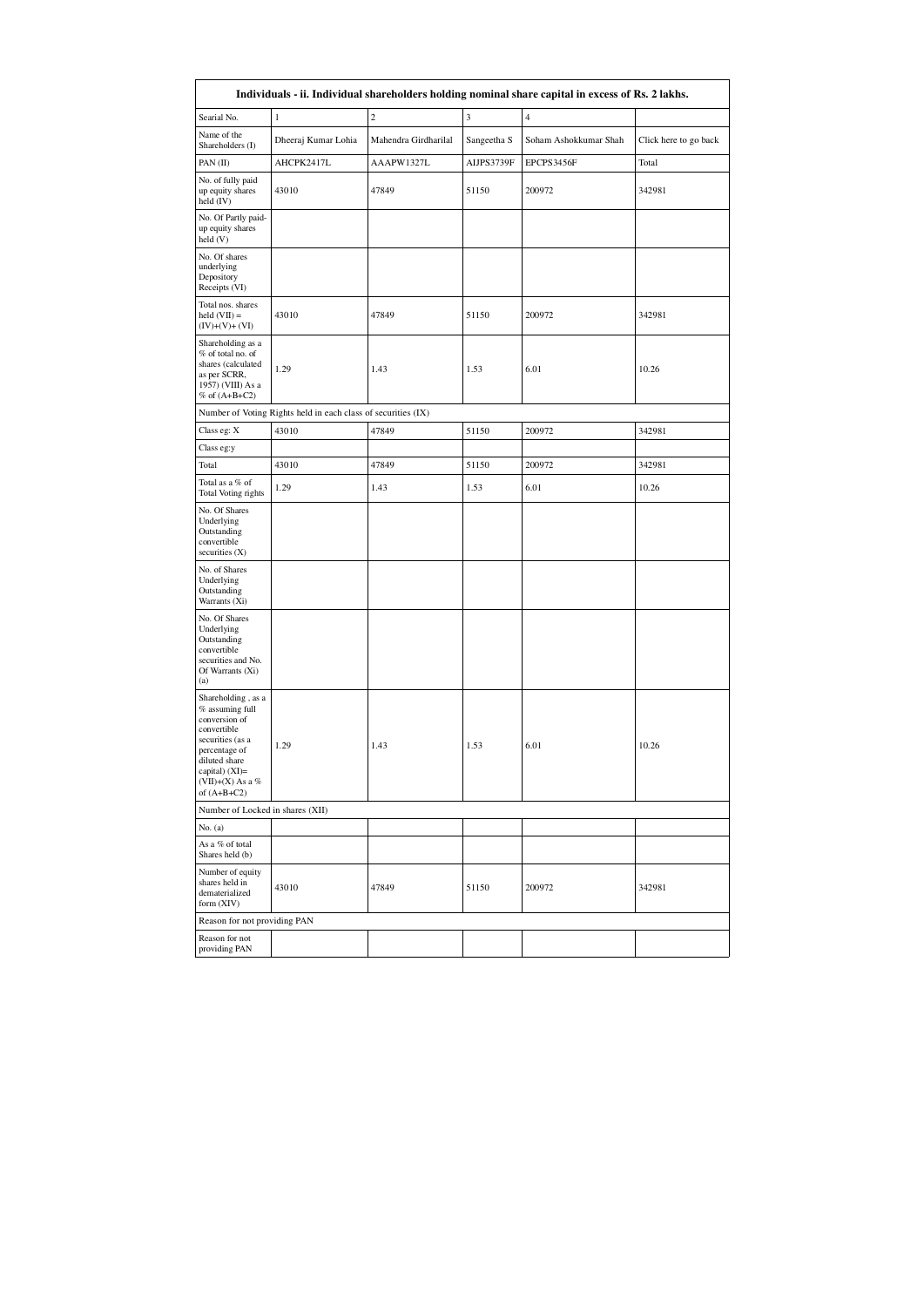| Individuals - ii. Individual shareholders holding nominal share capital in excess of Rs. 2 lakhs. | | | | | |
|---|---|---|---|---|---|
| Searial No. | 1 | 2 | 3 | 4 | |
| Name of the Shareholders (I) | Dheeraj Kumar Lohia | Mahendra Girdharilal | Sangeetha S | Soham Ashokkumar Shah | Click here to go back |
| PAN (II) | AHCPK2417L | AAAPW1327L | AIJPS3739F | EPCPS3456F | Total |
| No. of fully paid up equity shares held (IV) | 43010 | 47849 | 51150 | 200972 | 342981 |
| No. Of Partly paid-up equity shares held (V) | | | | | |
| No. Of shares underlying Depository Receipts (VI) | | | | | |
| Total nos. shares held (VII) = (IV)+(V)+ (VI) | 43010 | 47849 | 51150 | 200972 | 342981 |
| Shareholding as a % of total no. of shares (calculated as per SCRR, 1957) (VIII) As a % of (A+B+C2) | 1.29 | 1.43 | 1.53 | 6.01 | 10.26 |
| Number of Voting Rights held in each class of securities (IX) | | | | | |
| Class eg: X | 43010 | 47849 | 51150 | 200972 | 342981 |
| Class eg:y | | | | | |
| Total | 43010 | 47849 | 51150 | 200972 | 342981 |
| Total as a % of Total Voting rights | 1.29 | 1.43 | 1.53 | 6.01 | 10.26 |
| No. Of Shares Underlying Outstanding convertible securities (X) | | | | | |
| No. of Shares Underlying Outstanding Warrants (Xi) | | | | | |
| No. Of Shares Underlying Outstanding convertible securities and No. Of Warrants (Xi) (a) | | | | | |
| Shareholding , as a % assuming full conversion of convertible securities (as a percentage of diluted share capital) (XI)= (VII)+(X) As a % of (A+B+C2) | 1.29 | 1.43 | 1.53 | 6.01 | 10.26 |
| Number of Locked in shares (XII) | | | | | |
| No. (a) | | | | | |
| As a % of total Shares held (b) | | | | | |
| Number of equity shares held in dematerialized form (XIV) | 43010 | 47849 | 51150 | 200972 | 342981 |
| Reason for not providing PAN | | | | | |
| Reason for not providing PAN | | | | | |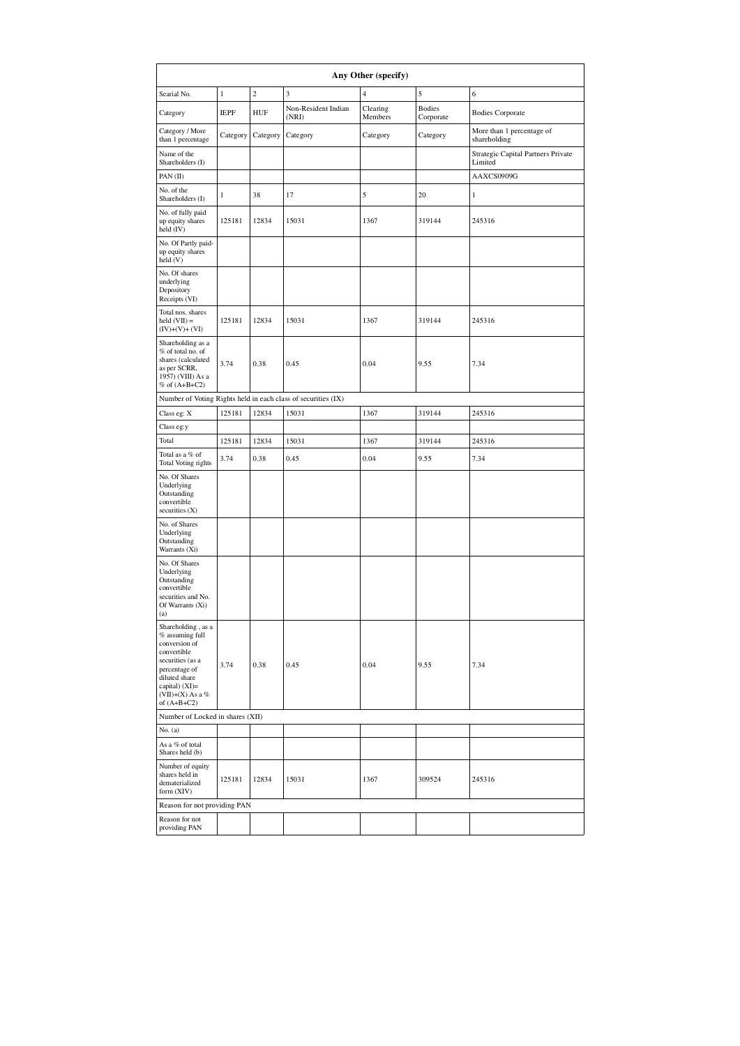| Any Other (specify) | | | | | | |
|---|---|---|---|---|---|---|
| Searial No. | 1 | 2 | 3 | 4 | 5 | 6 |
| Category | IEPF | HUF | Non-Resident Indian (NRI) | Clearing Members | Bodies Corporate | Bodies Corporate |
| Category / More than 1 percentage | Category | Category | Category | Category | Category | More than 1 percentage of shareholding |
| Name of the Shareholders (I) | | | | | | Strategic Capital Partners Private Limited |
| PAN (II) | | | | | | AAXCS0909G |
| No. of the Shareholders (I) | 1 | 38 | 17 | 5 | 20 | 1 |
| No. of fully paid up equity shares held (IV) | 125181 | 12834 | 15031 | 1367 | 319144 | 245316 |
| No. Of Partly paid-up equity shares held (V) | | | | | | |
| No. Of shares underlying Depository Receipts (VI) | | | | | | |
| Total nos. shares held (VII) = (IV)+(V)+ (VI) | 125181 | 12834 | 15031 | 1367 | 319144 | 245316 |
| Shareholding as a % of total no. of shares (calculated as per SCRR, 1957) (VIII) As a % of (A+B+C2) | 3.74 | 0.38 | 0.45 | 0.04 | 9.55 | 7.34 |
| Number of Voting Rights held in each class of securities (IX) | | | | | | |
| Class eg: X | 125181 | 12834 | 15031 | 1367 | 319144 | 245316 |
| Class eg:y | | | | | | |
| Total | 125181 | 12834 | 15031 | 1367 | 319144 | 245316 |
| Total as a % of Total Voting rights | 3.74 | 0.38 | 0.45 | 0.04 | 9.55 | 7.34 |
| No. Of Shares Underlying Outstanding convertible securities (X) | | | | | | |
| No. of Shares Underlying Outstanding Warrants (Xi) | | | | | | |
| No. Of Shares Underlying Outstanding convertible securities and No. Of Warrants (Xi) (a) | | | | | | |
| Shareholding , as a % assuming full conversion of convertible securities (as a percentage of diluted share capital) (XI)= (VII)+(X) As a % of (A+B+C2) | 3.74 | 0.38 | 0.45 | 0.04 | 9.55 | 7.34 |
| Number of Locked in shares (XII) | | | | | | |
| No. (a) | | | | | | |
| As a % of total Shares held (b) | | | | | | |
| Number of equity shares held in dematerialized form (XIV) | 125181 | 12834 | 15031 | 1367 | 309524 | 245316 |
| Reason for not providing PAN | | | | | | |
| Reason for not providing PAN | | | | | | |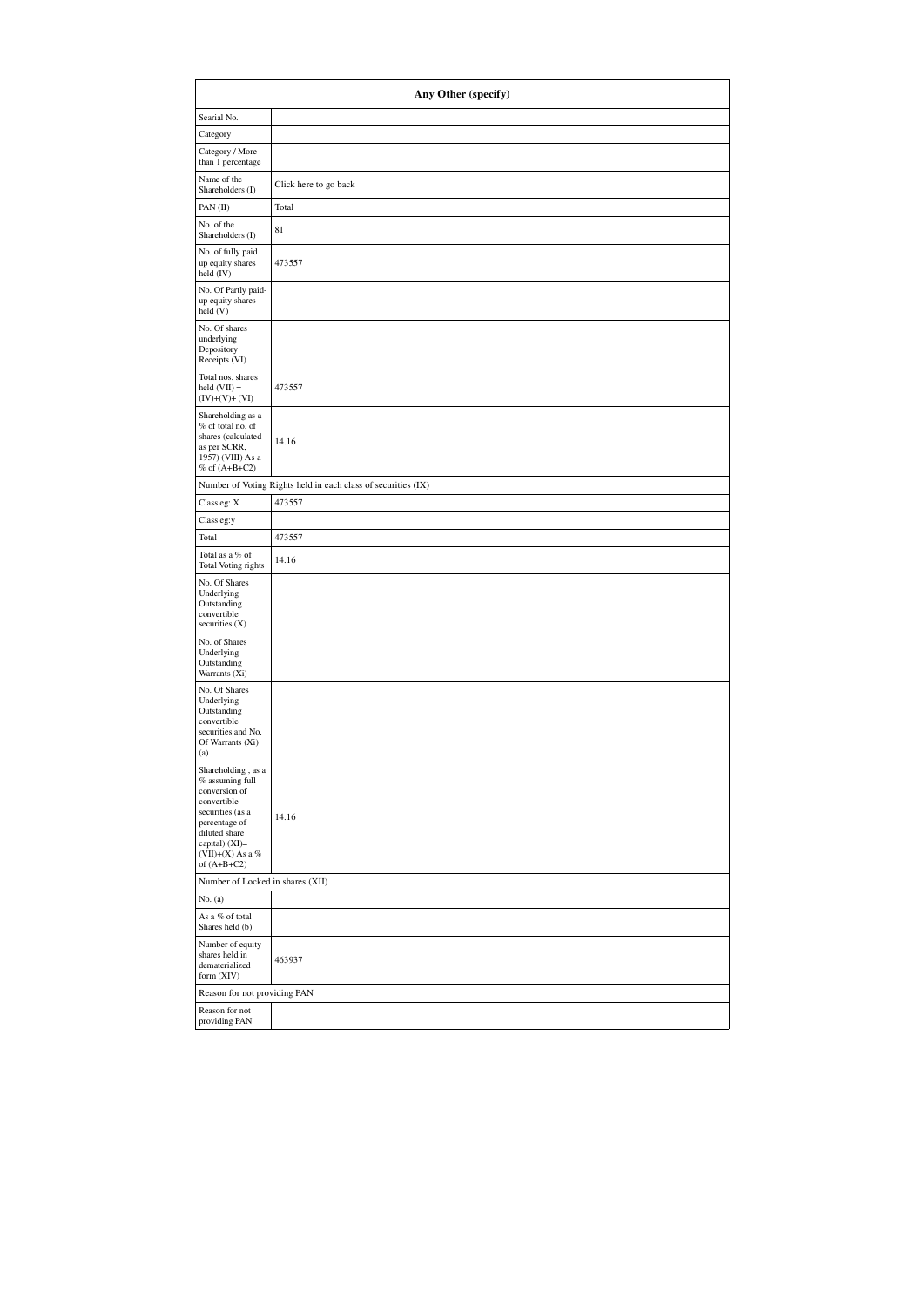| Any Other (specify) | |
|---|---|
| Searial No. | |
| Category | |
| Category / More than 1 percentage | |
| Name of the Shareholders (I) | Click here to go back |
| PAN (II) | Total |
| No. of the Shareholders (I) | 81 |
| No. of fully paid up equity shares held (IV) | 473557 |
| No. Of Partly paid-up equity shares held (V) | |
| No. Of shares underlying Depository Receipts (VI) | |
| Total nos. shares held (VII) = (IV)+(V)+ (VI) | 473557 |
| Shareholding as a % of total no. of shares (calculated as per SCRR, 1957) (VIII) As a % of (A+B+C2) | 14.16 |
| Number of Voting Rights held in each class of securities (IX) | |
| Class eg: X | 473557 |
| Class eg:y | |
| Total | 473557 |
| Total as a % of Total Voting rights | 14.16 |
| No. Of Shares Underlying Outstanding convertible securities (X) | |
| No. of Shares Underlying Outstanding Warrants (Xi) | |
| No. Of Shares Underlying Outstanding convertible securities and No. Of Warrants (Xi) (a) | |
| Shareholding , as a % assuming full conversion of convertible securities (as a percentage of diluted share capital) (XI)= (VII)+(X) As a % of (A+B+C2) | 14.16 |
| Number of Locked in shares (XII) | |
| No. (a) | |
| As a % of total Shares held (b) | |
| Number of equity shares held in dematerialized form (XIV) | 463937 |
| Reason for not providing PAN | |
| Reason for not providing PAN | |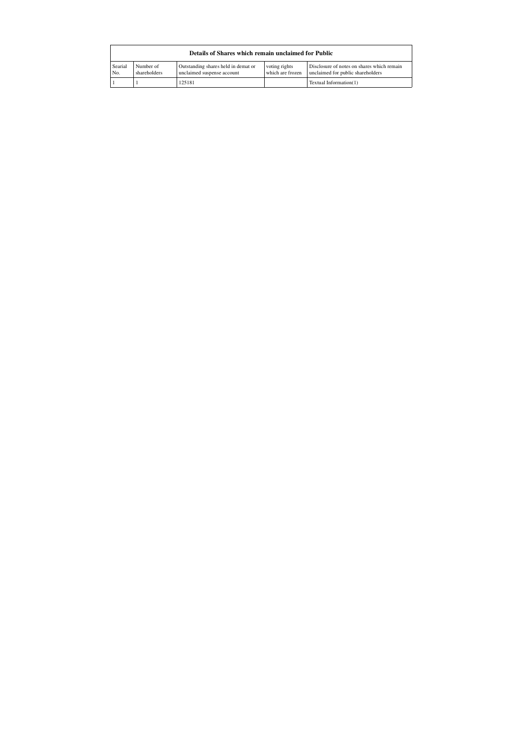| Details of Shares which remain unclaimed for Public | | | | |
|---|---|---|---|---|
| Searial No. | Number of shareholders | Outstanding shares held in demat or unclaimed suspense account | voting rights which are frozen | Disclosure of notes on shares which remain unclaimed for public shareholders |
| 1 | 1 | 125181 | | Textual Information(1) |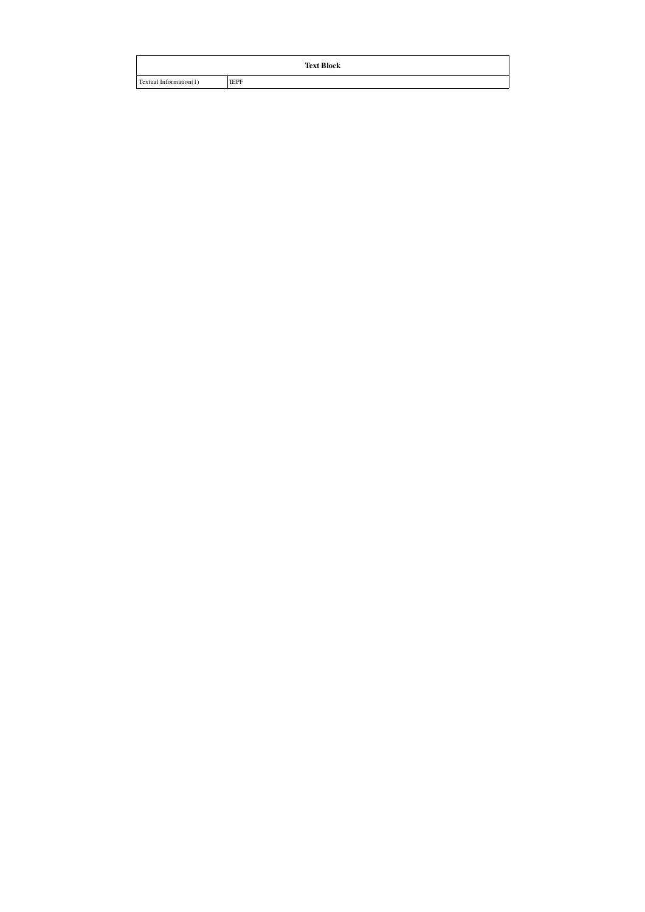| Text Block | |
|---|---|
| Textual Information(1) | IEPF |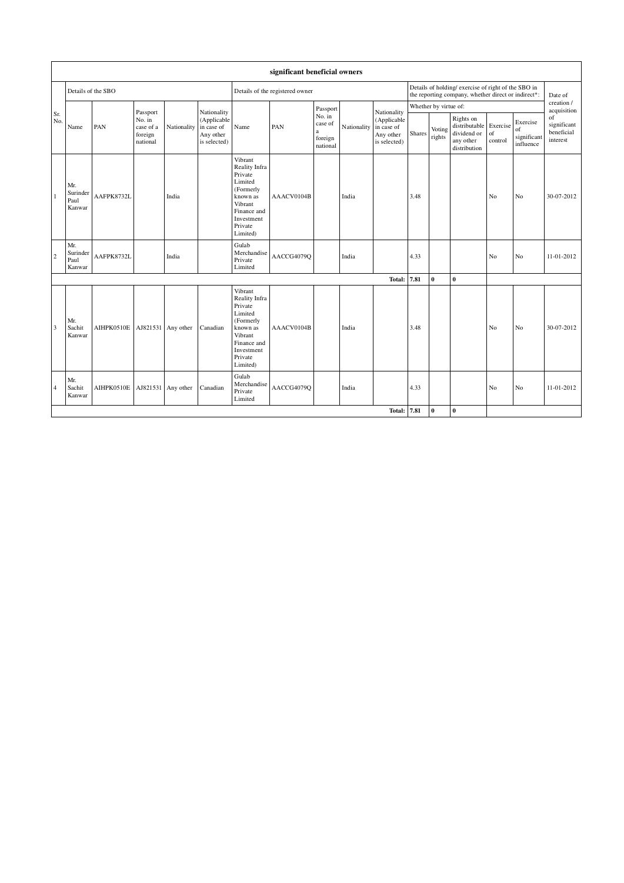| significant beneficial owners | | | | | | | | | | | | | | | | | |
|---|---|---|---|---|---|---|---|---|---|---|---|---|---|---|---|---|---|
| Sr. No. | Details of the SBO | | | | | Details of the registered owner | | | | | Details of holding/ exercise of right of the SBO in the reporting company, whether direct or indirect*: | | | | | Date of creation / acquisition of significant beneficial interest |
| | | | | | | | | | | | Whether by virtue of: | | | | | |
| | Name | PAN | Passport No. in case of a foreign national | Nationality | Nationality (Applicable in case of Any other is selected) | Name | PAN | Passport No. in case of a foreign national | Nationality | Nationality (Applicable in case of Any other is selected) | Shares | Voting rights | Rights on distributable dividend or any other distribution | Exercise of control | Exercise of significant influence | |
| 1 | Mr. Surinder Paul Kanwar | AAFPK8732L | | India | | Vibrant Reality Infra Private Limited (Formerly known as Vibrant Finance and Investment Private Limited) | AAACV0104B | | India | | 3.48 | | | No | No | 30-07-2012 |
| 2 | Mr. Surinder Paul Kanwar | AAFPK8732L | | India | | Gulab Merchandise Private Limited | AACCG4079Q | | India | | 4.33 | | | No | No | 11-01-2012 |
| | | | | | | | | | | **Total:** | **7.81** | **0** | **0** | | | |
| 3 | Mr. Sachit Kanwar | AIHPK0510E | AJ821531 | Any other | Canadian | Vibrant Reality Infra Private Limited (Formerly known as Vibrant Finance and Investment Private Limited) | AAACV0104B | | India | | 3.48 | | | No | No | 30-07-2012 |
| 4 | Mr. Sachit Kanwar | AIHPK0510E | AJ821531 | Any other | Canadian | Gulab Merchandise Private Limited | AACCG4079Q | | India | | 4.33 | | | No | No | 11-01-2012 |
| | | | | | | | | | | **Total:** | **7.81** | **0** | **0** | | | |